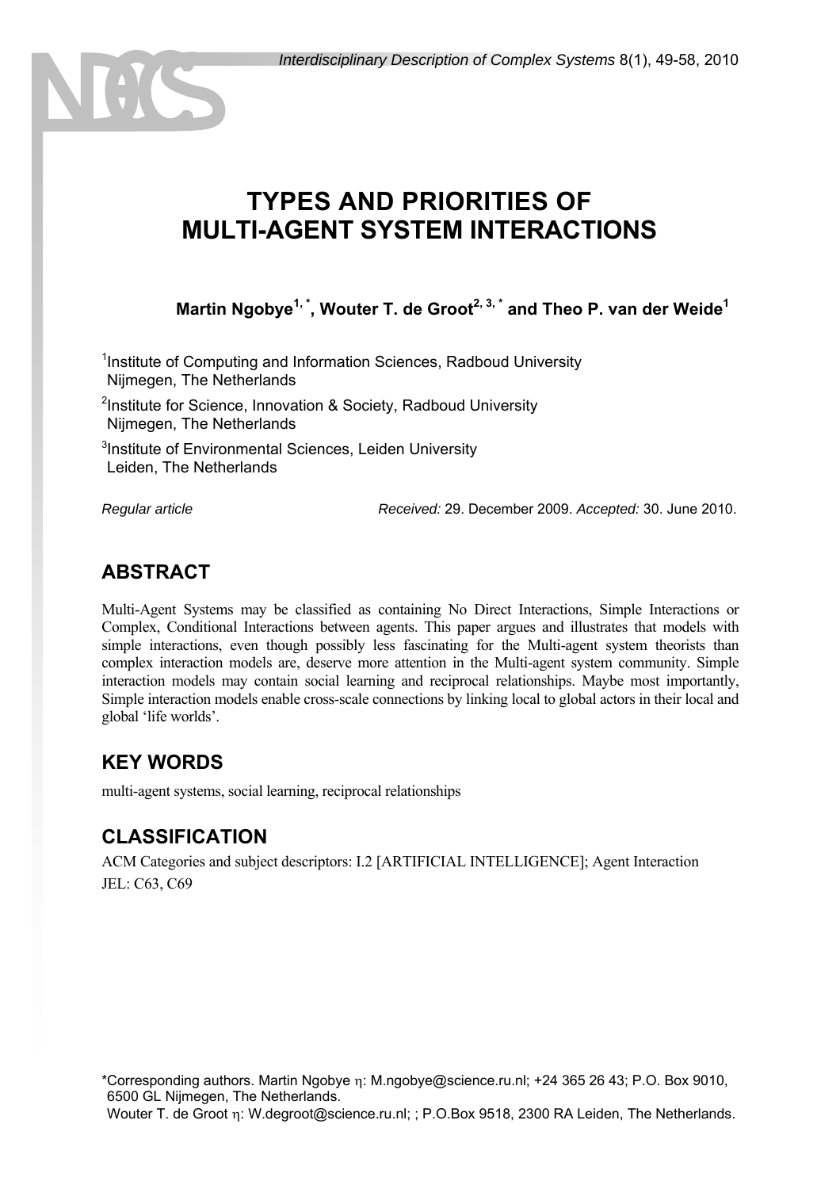# TYPES AND PRIORITIES OF MULTI-AGENT SYSTEM INTERACTIONS

**Martin Ngobye[1,*], Wouter T. de Groot[2,3,*] and Theo P. van der Weide[1]**

[1]Institute of Computing and Information Sciences, Radboud University Nijmegen, The Netherlands

[2]Institute for Science, Innovation & Society, Radboud University Nijmegen, The Netherlands

[3]Institute of Environmental Sciences, Leiden University Leiden, The Netherlands

*Regular article* *Received:* 29. December 2009. *Accepted:* 30. June 2010.

## ABSTRACT

Multi-Agent Systems may be classified as containing No Direct Interactions, Simple Interactions or Complex, Conditional Interactions between agents. This paper argues and illustrates that models with simple interactions, even though possibly less fascinating for the Multi-agent system theorists than complex interaction models are, deserve more attention in the Multi-agent system community. Simple interaction models may contain social learning and reciprocal relationships. Maybe most importantly, Simple interaction models enable cross-scale connections by linking local to global actors in their local and global 'life worlds'.

## KEY WORDS

multi-agent systems, social learning, reciprocal relationships

## CLASSIFICATION

ACM Categories and subject descriptors: I.2 [ARTIFICIAL INTELLIGENCE]; Agent Interaction

JEL: C63, C69

*Corresponding authors. Martin Ngobye η: M.ngobye@science.ru.nl; +24 365 26 43; P.O. Box 9010, 6500 GL Nijmegen, The Netherlands.
Wouter T. de Groot η: W.degroot@science.ru.nl; ; P.O.Box 9518, 2300 RA Leiden, The Netherlands.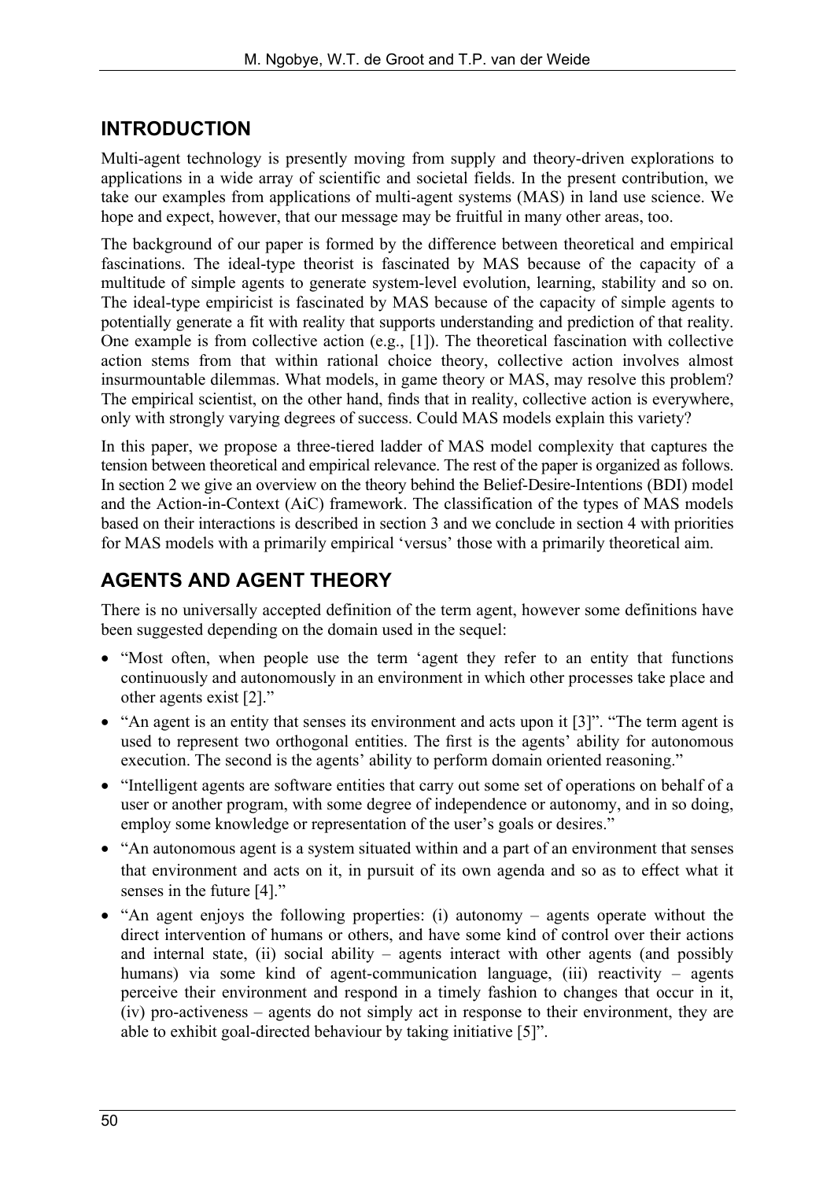## INTRODUCTION

Multi-agent technology is presently moving from supply and theory-driven explorations to applications in a wide array of scientific and societal fields. In the present contribution, we take our examples from applications of multi-agent systems (MAS) in land use science. We hope and expect, however, that our message may be fruitful in many other areas, too.

The background of our paper is formed by the difference between theoretical and empirical fascinations. The ideal-type theorist is fascinated by MAS because of the capacity of a multitude of simple agents to generate system-level evolution, learning, stability and so on. The ideal-type empiricist is fascinated by MAS because of the capacity of simple agents to potentially generate a fit with reality that supports understanding and prediction of that reality. One example is from collective action (e.g., [1]). The theoretical fascination with collective action stems from that within rational choice theory, collective action involves almost insurmountable dilemmas. What models, in game theory or MAS, may resolve this problem? The empirical scientist, on the other hand, finds that in reality, collective action is everywhere, only with strongly varying degrees of success. Could MAS models explain this variety?

In this paper, we propose a three-tiered ladder of MAS model complexity that captures the tension between theoretical and empirical relevance. The rest of the paper is organized as follows. In section 2 we give an overview on the theory behind the Belief-Desire-Intentions (BDI) model and the Action-in-Context (AiC) framework. The classification of the types of MAS models based on their interactions is described in section 3 and we conclude in section 4 with priorities for MAS models with a primarily empirical 'versus' those with a primarily theoretical aim.

## AGENTS AND AGENT THEORY

There is no universally accepted definition of the term agent, however some definitions have been suggested depending on the domain used in the sequel:

- "Most often, when people use the term 'agent they refer to an entity that functions continuously and autonomously in an environment in which other processes take place and other agents exist [2]."
- "An agent is an entity that senses its environment and acts upon it [3]". "The term agent is used to represent two orthogonal entities. The first is the agents' ability for autonomous execution. The second is the agents' ability to perform domain oriented reasoning."
- "Intelligent agents are software entities that carry out some set of operations on behalf of a user or another program, with some degree of independence or autonomy, and in so doing, employ some knowledge or representation of the user's goals or desires."
- "An autonomous agent is a system situated within and a part of an environment that senses that environment and acts on it, in pursuit of its own agenda and so as to effect what it senses in the future [4]."
- "An agent enjoys the following properties: (i) autonomy – agents operate without the direct intervention of humans or others, and have some kind of control over their actions and internal state, (ii) social ability – agents interact with other agents (and possibly humans) via some kind of agent-communication language, (iii) reactivity – agents perceive their environment and respond in a timely fashion to changes that occur in it, (iv) pro-activeness – agents do not simply act in response to their environment, they are able to exhibit goal-directed behaviour by taking initiative [5]".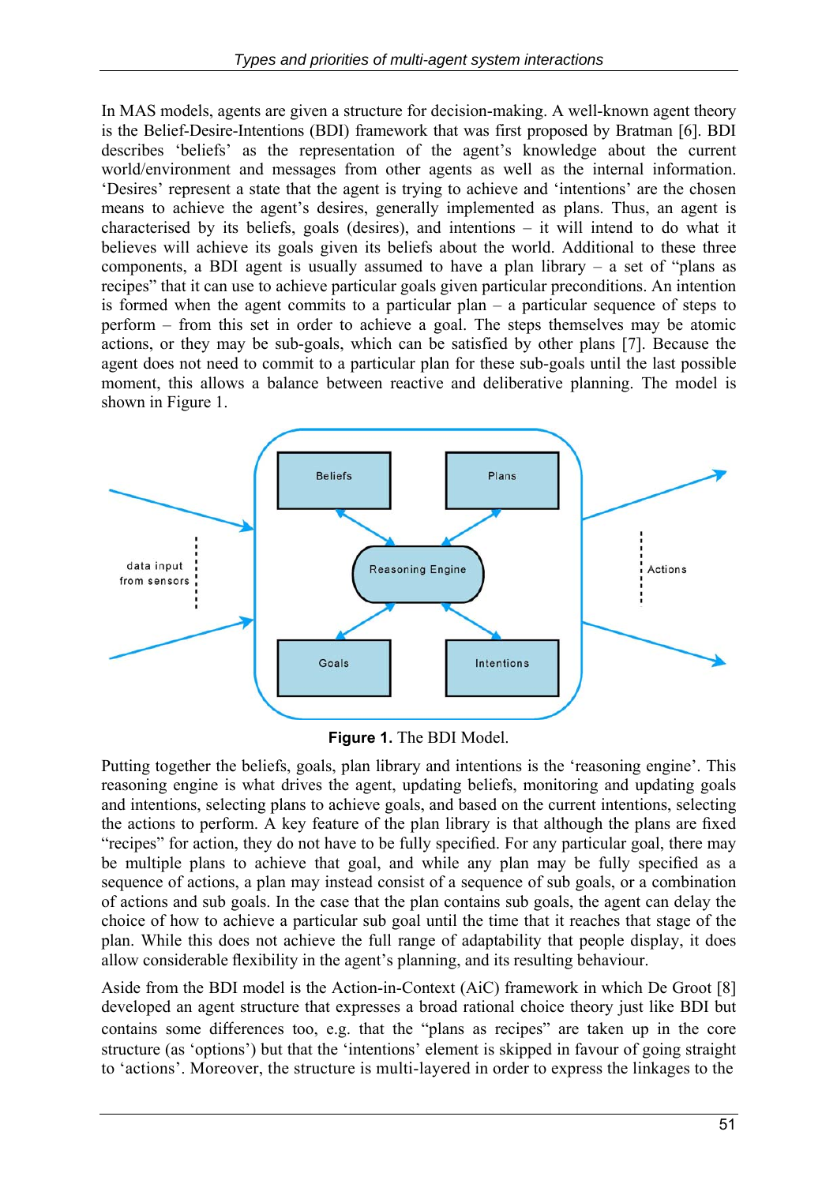In MAS models, agents are given a structure for decision-making. A well-known agent theory is the Belief-Desire-Intentions (BDI) framework that was first proposed by Bratman [6]. BDI describes 'beliefs' as the representation of the agent's knowledge about the current world/environment and messages from other agents as well as the internal information. 'Desires' represent a state that the agent is trying to achieve and 'intentions' are the chosen means to achieve the agent's desires, generally implemented as plans. Thus, an agent is characterised by its beliefs, goals (desires), and intentions – it will intend to do what it believes will achieve its goals given its beliefs about the world. Additional to these three components, a BDI agent is usually assumed to have a plan library – a set of "plans as recipes" that it can use to achieve particular goals given particular preconditions. An intention is formed when the agent commits to a particular plan – a particular sequence of steps to perform – from this set in order to achieve a goal. The steps themselves may be atomic actions, or they may be sub-goals, which can be satisfied by other plans [7]. Because the agent does not need to commit to a particular plan for these sub-goals until the last possible moment, this allows a balance between reactive and deliberative planning. The model is shown in Figure 1.

**Figure 1.** The BDI Model.

Putting together the beliefs, goals, plan library and intentions is the 'reasoning engine'. This reasoning engine is what drives the agent, updating beliefs, monitoring and updating goals and intentions, selecting plans to achieve goals, and based on the current intentions, selecting the actions to perform. A key feature of the plan library is that although the plans are fixed "recipes" for action, they do not have to be fully specified. For any particular goal, there may be multiple plans to achieve that goal, and while any plan may be fully specified as a sequence of actions, a plan may instead consist of a sequence of sub goals, or a combination of actions and sub goals. In the case that the plan contains sub goals, the agent can delay the choice of how to achieve a particular sub goal until the time that it reaches that stage of the plan. While this does not achieve the full range of adaptability that people display, it does allow considerable flexibility in the agent's planning, and its resulting behaviour.

Aside from the BDI model is the Action-in-Context (AiC) framework in which De Groot [8] developed an agent structure that expresses a broad rational choice theory just like BDI but contains some differences too, e.g. that the "plans as recipes" are taken up in the core structure (as 'options') but that the 'intentions' element is skipped in favour of going straight to 'actions'. Moreover, the structure is multi-layered in order to express the linkages to the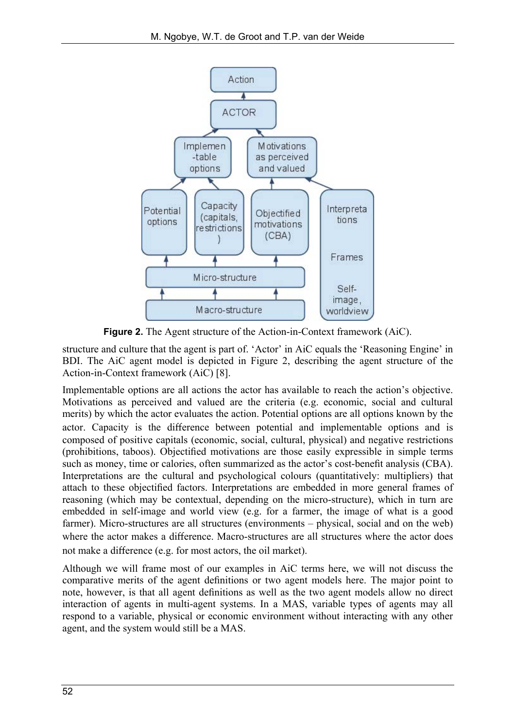**Figure 2.** The Agent structure of the Action-in-Context framework (AiC).

structure and culture that the agent is part of. 'Actor' in AiC equals the 'Reasoning Engine' in BDI. The AiC agent model is depicted in Figure 2, describing the agent structure of the Action-in-Context framework (AiC) [8].

Implementable options are all actions the actor has available to reach the action's objective. Motivations as perceived and valued are the criteria (e.g. economic, social and cultural merits) by which the actor evaluates the action. Potential options are all options known by the actor. Capacity is the difference between potential and implementable options and is composed of positive capitals (economic, social, cultural, physical) and negative restrictions (prohibitions, taboos). Objectified motivations are those easily expressible in simple terms such as money, time or calories, often summarized as the actor's cost-benefit analysis (CBA). Interpretations are the cultural and psychological colours (quantitatively: multipliers) that attach to these objectified factors. Interpretations are embedded in more general frames of reasoning (which may be contextual, depending on the micro-structure), which in turn are embedded in self-image and world view (e.g. for a farmer, the image of what is a good farmer). Micro-structures are all structures (environments – physical, social and on the web) where the actor makes a difference. Macro-structures are all structures where the actor does not make a difference (e.g. for most actors, the oil market).

Although we will frame most of our examples in AiC terms here, we will not discuss the comparative merits of the agent definitions or two agent models here. The major point to note, however, is that all agent definitions as well as the two agent models allow no direct interaction of agents in multi-agent systems. In a MAS, variable types of agents may all respond to a variable, physical or economic environment without interacting with any other agent, and the system would still be a MAS.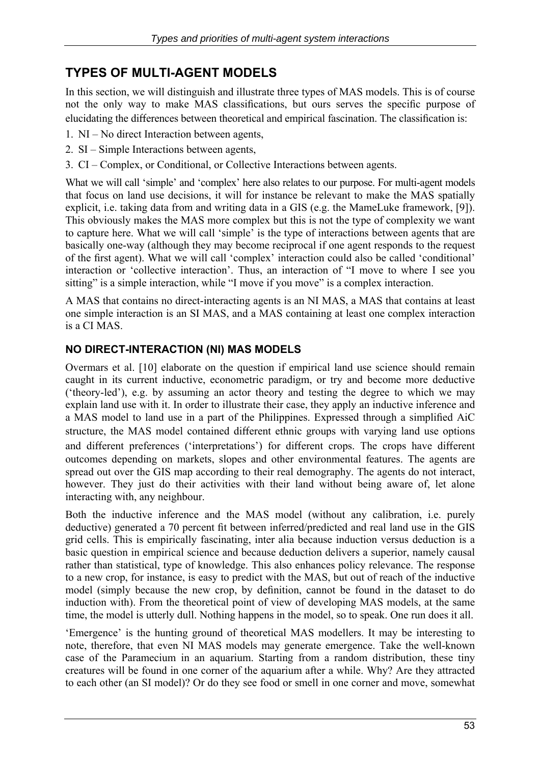## TYPES OF MULTI-AGENT MODELS

In this section, we will distinguish and illustrate three types of MAS models. This is of course not the only way to make MAS classifications, but ours serves the specific purpose of elucidating the differences between theoretical and empirical fascination. The classification is:

1. NI – No direct Interaction between agents,
2. SI – Simple Interactions between agents,
3. CI – Complex, or Conditional, or Collective Interactions between agents.

What we will call 'simple' and 'complex' here also relates to our purpose. For multi-agent models that focus on land use decisions, it will for instance be relevant to make the MAS spatially explicit, i.e. taking data from and writing data in a GIS (e.g. the MameLuke framework, [9]). This obviously makes the MAS more complex but this is not the type of complexity we want to capture here. What we will call 'simple' is the type of interactions between agents that are basically one-way (although they may become reciprocal if one agent responds to the request of the first agent). What we will call 'complex' interaction could also be called 'conditional' interaction or 'collective interaction'. Thus, an interaction of "I move to where I see you sitting" is a simple interaction, while "I move if you move" is a complex interaction.

A MAS that contains no direct-interacting agents is an NI MAS, a MAS that contains at least one simple interaction is an SI MAS, and a MAS containing at least one complex interaction is a CI MAS.

### NO DIRECT-INTERACTION (NI) MAS MODELS

Overmars et al. [10] elaborate on the question if empirical land use science should remain caught in its current inductive, econometric paradigm, or try and become more deductive ('theory-led'), e.g. by assuming an actor theory and testing the degree to which we may explain land use with it. In order to illustrate their case, they apply an inductive inference and a MAS model to land use in a part of the Philippines. Expressed through a simplified AiC structure, the MAS model contained different ethnic groups with varying land use options and different preferences ('interpretations') for different crops. The crops have different outcomes depending on markets, slopes and other environmental features. The agents are spread out over the GIS map according to their real demography. The agents do not interact, however. They just do their activities with their land without being aware of, let alone interacting with, any neighbour.

Both the inductive inference and the MAS model (without any calibration, i.e. purely deductive) generated a 70 percent fit between inferred/predicted and real land use in the GIS grid cells. This is empirically fascinating, inter alia because induction versus deduction is a basic question in empirical science and because deduction delivers a superior, namely causal rather than statistical, type of knowledge. This also enhances policy relevance. The response to a new crop, for instance, is easy to predict with the MAS, but out of reach of the inductive model (simply because the new crop, by definition, cannot be found in the dataset to do induction with). From the theoretical point of view of developing MAS models, at the same time, the model is utterly dull. Nothing happens in the model, so to speak. One run does it all.

'Emergence' is the hunting ground of theoretical MAS modellers. It may be interesting to note, therefore, that even NI MAS models may generate emergence. Take the well-known case of the Paramecium in an aquarium. Starting from a random distribution, these tiny creatures will be found in one corner of the aquarium after a while. Why? Are they attracted to each other (an SI model)? Or do they see food or smell in one corner and move, somewhat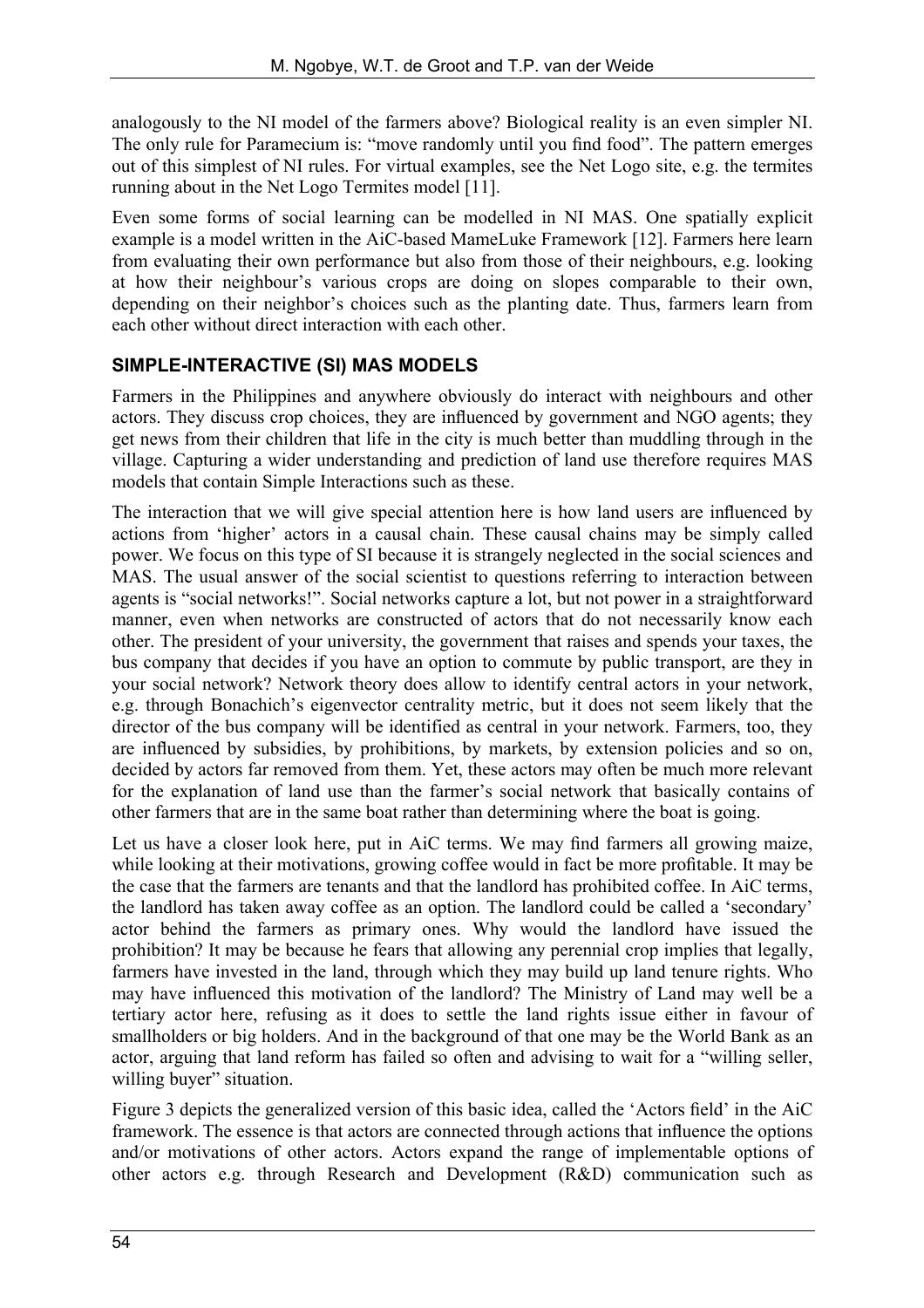analogously to the NI model of the farmers above? Biological reality is an even simpler NI. The only rule for Paramecium is: "move randomly until you find food". The pattern emerges out of this simplest of NI rules. For virtual examples, see the Net Logo site, e.g. the termites running about in the Net Logo Termites model [11].

Even some forms of social learning can be modelled in NI MAS. One spatially explicit example is a model written in the AiC-based MameLuke Framework [12]. Farmers here learn from evaluating their own performance but also from those of their neighbours, e.g. looking at how their neighbour's various crops are doing on slopes comparable to their own, depending on their neighbor's choices such as the planting date. Thus, farmers learn from each other without direct interaction with each other.

## SIMPLE-INTERACTIVE (SI) MAS MODELS

Farmers in the Philippines and anywhere obviously do interact with neighbours and other actors. They discuss crop choices, they are influenced by government and NGO agents; they get news from their children that life in the city is much better than muddling through in the village. Capturing a wider understanding and prediction of land use therefore requires MAS models that contain Simple Interactions such as these.

The interaction that we will give special attention here is how land users are influenced by actions from 'higher' actors in a causal chain. These causal chains may be simply called power. We focus on this type of SI because it is strangely neglected in the social sciences and MAS. The usual answer of the social scientist to questions referring to interaction between agents is "social networks!". Social networks capture a lot, but not power in a straightforward manner, even when networks are constructed of actors that do not necessarily know each other. The president of your university, the government that raises and spends your taxes, the bus company that decides if you have an option to commute by public transport, are they in your social network? Network theory does allow to identify central actors in your network, e.g. through Bonachich's eigenvector centrality metric, but it does not seem likely that the director of the bus company will be identified as central in your network. Farmers, too, they are influenced by subsidies, by prohibitions, by markets, by extension policies and so on, decided by actors far removed from them. Yet, these actors may often be much more relevant for the explanation of land use than the farmer's social network that basically contains of other farmers that are in the same boat rather than determining where the boat is going.

Let us have a closer look here, put in AiC terms. We may find farmers all growing maize, while looking at their motivations, growing coffee would in fact be more profitable. It may be the case that the farmers are tenants and that the landlord has prohibited coffee. In AiC terms, the landlord has taken away coffee as an option. The landlord could be called a 'secondary' actor behind the farmers as primary ones. Why would the landlord have issued the prohibition? It may be because he fears that allowing any perennial crop implies that legally, farmers have invested in the land, through which they may build up land tenure rights. Who may have influenced this motivation of the landlord? The Ministry of Land may well be a tertiary actor here, refusing as it does to settle the land rights issue either in favour of smallholders or big holders. And in the background of that one may be the World Bank as an actor, arguing that land reform has failed so often and advising to wait for a "willing seller, willing buyer" situation.

Figure 3 depicts the generalized version of this basic idea, called the 'Actors field' in the AiC framework. The essence is that actors are connected through actions that influence the options and/or motivations of other actors. Actors expand the range of implementable options of other actors e.g. through Research and Development (R&D) communication such as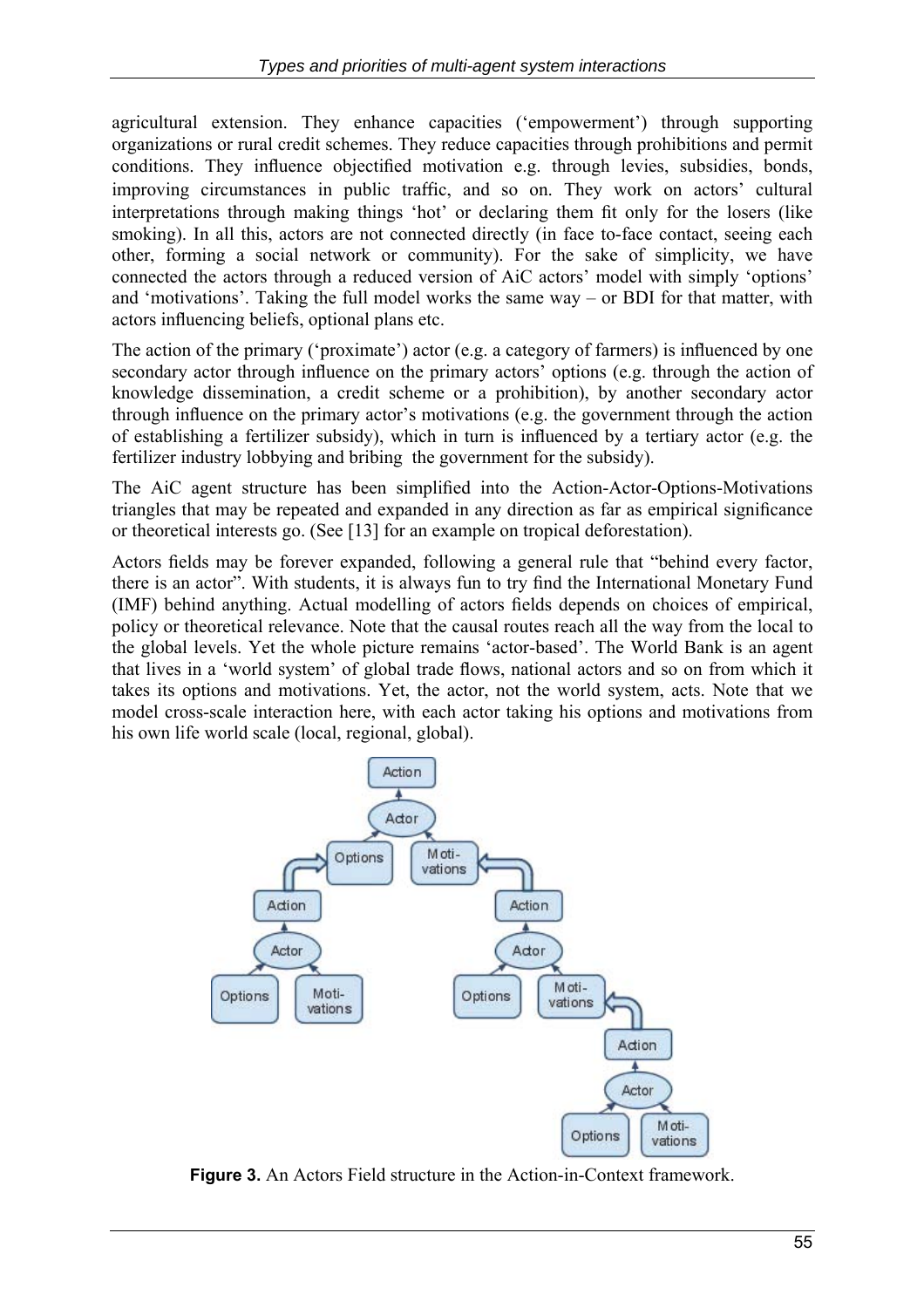agricultural extension. They enhance capacities ('empowerment') through supporting organizations or rural credit schemes. They reduce capacities through prohibitions and permit conditions. They influence objectified motivation e.g. through levies, subsidies, bonds, improving circumstances in public traffic, and so on. They work on actors' cultural interpretations through making things 'hot' or declaring them fit only for the losers (like smoking). In all this, actors are not connected directly (in face to-face contact, seeing each other, forming a social network or community). For the sake of simplicity, we have connected the actors through a reduced version of AiC actors' model with simply 'options' and 'motivations'. Taking the full model works the same way – or BDI for that matter, with actors influencing beliefs, optional plans etc.

The action of the primary ('proximate') actor (e.g. a category of farmers) is influenced by one secondary actor through influence on the primary actors' options (e.g. through the action of knowledge dissemination, a credit scheme or a prohibition), by another secondary actor through influence on the primary actor's motivations (e.g. the government through the action of establishing a fertilizer subsidy), which in turn is influenced by a tertiary actor (e.g. the fertilizer industry lobbying and bribing the government for the subsidy).

The AiC agent structure has been simplified into the Action-Actor-Options-Motivations triangles that may be repeated and expanded in any direction as far as empirical significance or theoretical interests go. (See [13] for an example on tropical deforestation).

Actors fields may be forever expanded, following a general rule that "behind every factor, there is an actor". With students, it is always fun to try find the International Monetary Fund (IMF) behind anything. Actual modelling of actors fields depends on choices of empirical, policy or theoretical relevance. Note that the causal routes reach all the way from the local to the global levels. Yet the whole picture remains 'actor-based'. The World Bank is an agent that lives in a 'world system' of global trade flows, national actors and so on from which it takes its options and motivations. Yet, the actor, not the world system, acts. Note that we model cross-scale interaction here, with each actor taking his options and motivations from his own life world scale (local, regional, global).

**Figure 3.** An Actors Field structure in the Action-in-Context framework.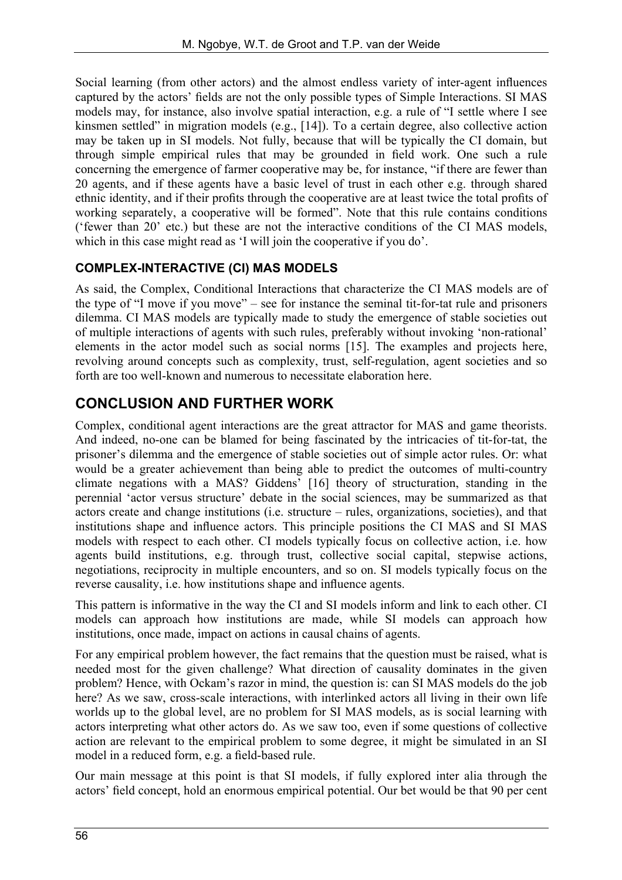Social learning (from other actors) and the almost endless variety of inter-agent influences captured by the actors' fields are not the only possible types of Simple Interactions. SI MAS models may, for instance, also involve spatial interaction, e.g. a rule of "I settle where I see kinsmen settled" in migration models (e.g., [14]). To a certain degree, also collective action may be taken up in SI models. Not fully, because that will be typically the CI domain, but through simple empirical rules that may be grounded in field work. One such a rule concerning the emergence of farmer cooperative may be, for instance, "if there are fewer than 20 agents, and if these agents have a basic level of trust in each other e.g. through shared ethnic identity, and if their profits through the cooperative are at least twice the total profits of working separately, a cooperative will be formed". Note that this rule contains conditions ('fewer than 20' etc.) but these are not the interactive conditions of the CI MAS models, which in this case might read as 'I will join the cooperative if you do'.

### COMPLEX-INTERACTIVE (CI) MAS MODELS

As said, the Complex, Conditional Interactions that characterize the CI MAS models are of the type of "I move if you move" – see for instance the seminal tit-for-tat rule and prisoners dilemma. CI MAS models are typically made to study the emergence of stable societies out of multiple interactions of agents with such rules, preferably without invoking 'non-rational' elements in the actor model such as social norms [15]. The examples and projects here, revolving around concepts such as complexity, trust, self-regulation, agent societies and so forth are too well-known and numerous to necessitate elaboration here.

## CONCLUSION AND FURTHER WORK

Complex, conditional agent interactions are the great attractor for MAS and game theorists. And indeed, no-one can be blamed for being fascinated by the intricacies of tit-for-tat, the prisoner's dilemma and the emergence of stable societies out of simple actor rules. Or: what would be a greater achievement than being able to predict the outcomes of multi-country climate negations with a MAS? Giddens' [16] theory of structuration, standing in the perennial 'actor versus structure' debate in the social sciences, may be summarized as that actors create and change institutions (i.e. structure – rules, organizations, societies), and that institutions shape and influence actors. This principle positions the CI MAS and SI MAS models with respect to each other. CI models typically focus on collective action, i.e. how agents build institutions, e.g. through trust, collective social capital, stepwise actions, negotiations, reciprocity in multiple encounters, and so on. SI models typically focus on the reverse causality, i.e. how institutions shape and influence agents.

This pattern is informative in the way the CI and SI models inform and link to each other. CI models can approach how institutions are made, while SI models can approach how institutions, once made, impact on actions in causal chains of agents.

For any empirical problem however, the fact remains that the question must be raised, what is needed most for the given challenge? What direction of causality dominates in the given problem? Hence, with Ockam's razor in mind, the question is: can SI MAS models do the job here? As we saw, cross-scale interactions, with interlinked actors all living in their own life worlds up to the global level, are no problem for SI MAS models, as is social learning with actors interpreting what other actors do. As we saw too, even if some questions of collective action are relevant to the empirical problem to some degree, it might be simulated in an SI model in a reduced form, e.g. a field-based rule.

Our main message at this point is that SI models, if fully explored inter alia through the actors' field concept, hold an enormous empirical potential. Our bet would be that 90 per cent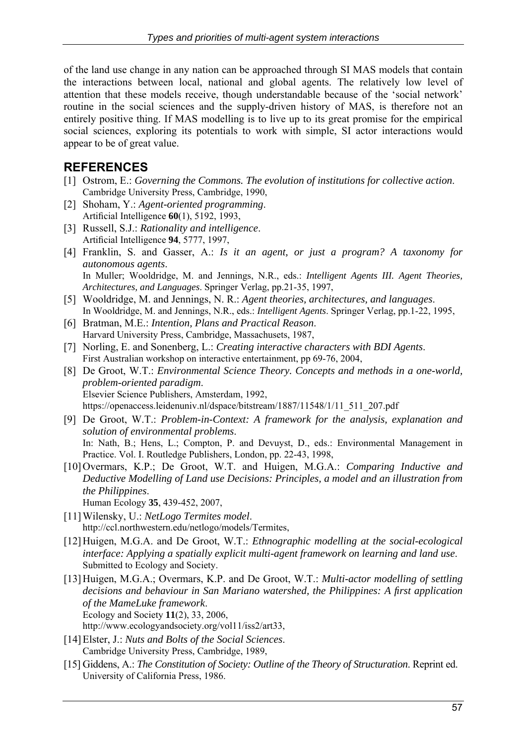of the land use change in any nation can be approached through SI MAS models that contain the interactions between local, national and global agents. The relatively low level of attention that these models receive, though understandable because of the 'social network' routine in the social sciences and the supply-driven history of MAS, is therefore not an entirely positive thing. If MAS modelling is to live up to its great promise for the empirical social sciences, exploring its potentials to work with simple, SI actor interactions would appear to be of great value.

## REFERENCES

[1] Ostrom, E.: *Governing the Commons. The evolution of institutions for collective action*. Cambridge University Press, Cambridge, 1990,

[2] Shoham, Y.: *Agent-oriented programming*. Artificial Intelligence **60**(1), 5192, 1993,

[3] Russell, S.J.: *Rationality and intelligence*. Artificial Intelligence **94**, 5777, 1997,

[4] Franklin, S. and Gasser, A.: *Is it an agent, or just a program? A taxonomy for autonomous agents*. In Muller; Wooldridge, M. and Jennings, N.R., eds.: *Intelligent Agents III. Agent Theories, Architectures, and Languages*. Springer Verlag, pp.21-35, 1997,

[5] Wooldridge, M. and Jennings, N. R.: *Agent theories, architectures, and languages*. In Wooldridge, M. and Jennings, N.R., eds.: *Intelligent Agents*. Springer Verlag, pp.1-22, 1995,

[6] Bratman, M.E.: *Intention, Plans and Practical Reason*. Harvard University Press, Cambridge, Massachusets, 1987,

[7] Norling, E. and Sonenberg, L.: *Creating interactive characters with BDI Agents*. First Australian workshop on interactive entertainment, pp 69-76, 2004,

[8] De Groot, W.T.: *Environmental Science Theory. Concepts and methods in a one-world, problem-oriented paradigm*. Elsevier Science Publishers, Amsterdam, 1992, https://openaccess.leidenuniv.nl/dspace/bitstream/1887/11548/1/11_511_207.pdf

[9] De Groot, W.T.: *Problem-in-Context: A framework for the analysis, explanation and solution of environmental problems*. In: Nath, B.; Hens, L.; Compton, P. and Devuyst, D., eds.: Environmental Management in Practice. Vol. I. Routledge Publishers, London, pp. 22-43, 1998,

[10] Overmars, K.P.; De Groot, W.T. and Huigen, M.G.A.: *Comparing Inductive and Deductive Modelling of Land use Decisions: Principles, a model and an illustration from the Philippines*. Human Ecology **35**, 439-452, 2007,

[11] Wilensky, U.: *NetLogo Termites model*. http://ccl.northwestern.edu/netlogo/models/Termites,

[12] Huigen, M.G.A. and De Groot, W.T.: *Ethnographic modelling at the social-ecological interface: Applying a spatially explicit multi-agent framework on learning and land use*. Submitted to Ecology and Society.

[13] Huigen, M.G.A.; Overmars, K.P. and De Groot, W.T.: *Multi-actor modelling of settling decisions and behaviour in San Mariano watershed, the Philippines: A first application of the MameLuke framework*. Ecology and Society **11**(2), 33, 2006, http://www.ecologyandsociety.org/vol11/iss2/art33,

[14] Elster, J.: *Nuts and Bolts of the Social Sciences*. Cambridge University Press, Cambridge, 1989,

[15] Giddens, A.: *The Constitution of Society: Outline of the Theory of Structuration*. Reprint ed. University of California Press, 1986.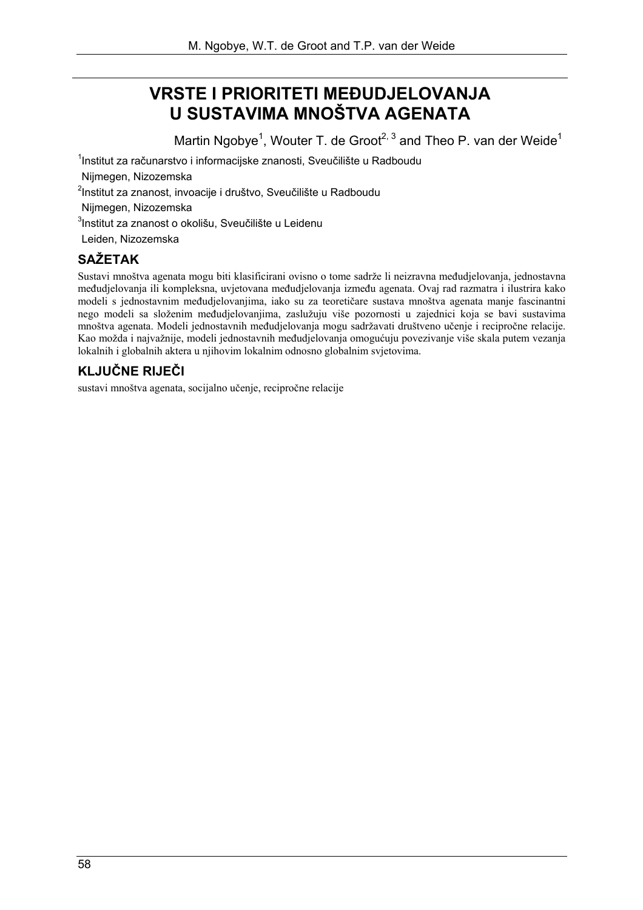# VRSTE I PRIORITETI MEĐUDJELOVANJA U SUSTAVIMA MNOŠTVA AGENATA

Martin Ngobye[1], Wouter T. de Groot[2, 3] and Theo P. van der Weide[1]

[1]Institut za računarstvo i informacijske znanosti, Sveučilište u Radboudu Nijmegen, Nizozemska

[2]Institut za znanost, invoacije i društvo, Sveučilište u Radboudu Nijmegen, Nizozemska

[3]Institut za znanost o okolišu, Sveučilište u Leidenu Leiden, Nizozemska

## SAŽETAK

Sustavi mnoštva agenata mogu biti klasificirani ovisno o tome sadrže li neizravna međudjelovanja, jednostavna međudjelovanja ili kompleksna, uvjetovana međudjelovanja između agenata. Ovaj rad razmatra i ilustrira kako modeli s jednostavnim međudjelovanjima, iako su za teoretičare sustava mnoštva agenata manje fascinantni nego modeli sa složenim međudjelovanjima, zaslužuju više pozornosti u zajednici koja se bavi sustavima mnoštva agenata. Modeli jednostavnih međudjelovanja mogu sadržavati društveno učenje i recipročne relacije. Kao možda i najvažnije, modeli jednostavnih međudjelovanja omogućuju povezivanje više skala putem vezanja lokalnih i globalnih aktera u njihovim lokalnim odnosno globalnim svjetovima.

## KLJUČNE RIJEČI

sustavi mnoštva agenata, socijalno učenje, recipročne relacije